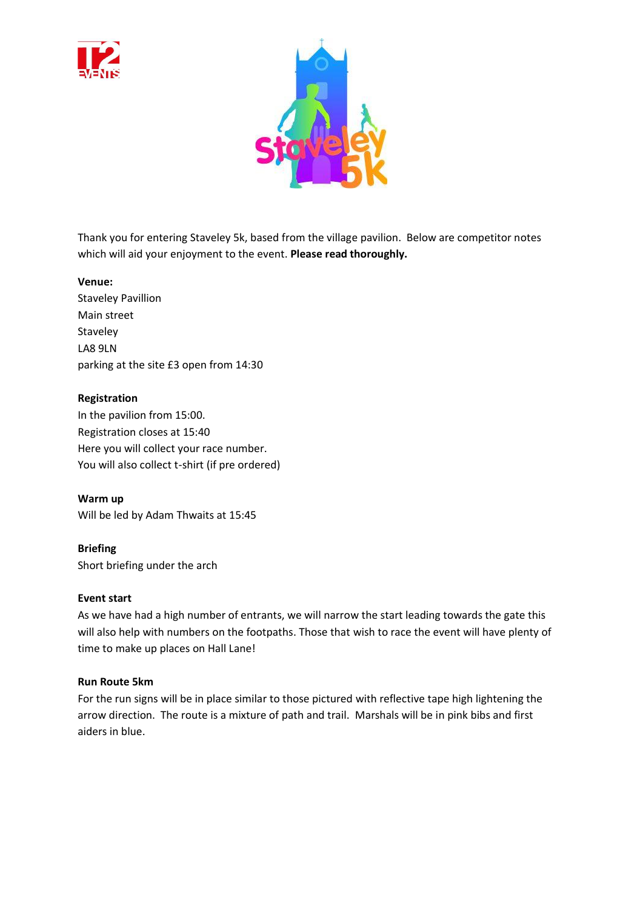Thank you for entering Staveley 5k, based from the village pavilion. Below are competitor notes which will aid your enjoyment to the event. **Please read thoroughly.**

**Venue:**
Staveley Pavillion
Main street
Staveley
LA8 9LN
parking at the site £3 open from 14:30

**Registration**
In the pavilion from 15:00.
Registration closes at 15:40
Here you will collect your race number.
You will also collect t-shirt (if pre ordered)

**Warm up**
Will be led by Adam Thwaits at 15:45

**Briefing**
Short briefing under the arch

**Event start**
As we have had a high number of entrants, we will narrow the start leading towards the gate this will also help with numbers on the footpaths. Those that wish to race the event will have plenty of time to make up places on Hall Lane!

**Run Route 5km**
For the run signs will be in place similar to those pictured with reflective tape high lightening the arrow direction. The route is a mixture of path and trail. Marshals will be in pink bibs and first aiders in blue.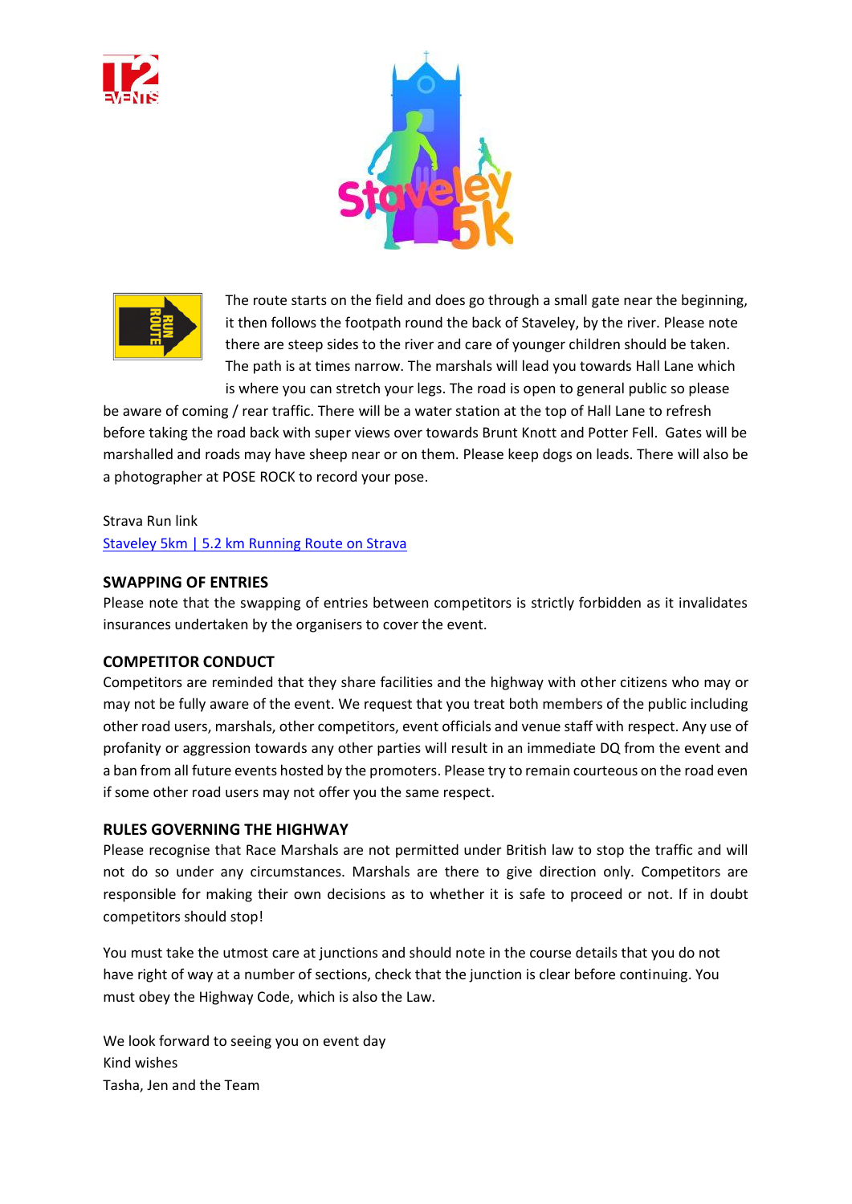The route starts on the field and does go through a small gate near the beginning, it then follows the footpath round the back of Staveley, by the river. Please note there are steep sides to the river and care of younger children should be taken. The path is at times narrow. The marshals will lead you towards Hall Lane which is where you can stretch your legs. The road is open to general public so please be aware of coming / rear traffic. There will be a water station at the top of Hall Lane to refresh before taking the road back with super views over towards Brunt Knott and Potter Fell. Gates will be marshalled and roads may have sheep near or on them. Please keep dogs on leads. There will also be a photographer at POSE ROCK to record your pose.

Strava Run link
Staveley 5km | 5.2 km Running Route on Strava

## SWAPPING OF ENTRIES

Please note that the swapping of entries between competitors is strictly forbidden as it invalidates insurances undertaken by the organisers to cover the event.

## COMPETITOR CONDUCT

Competitors are reminded that they share facilities and the highway with other citizens who may or may not be fully aware of the event. We request that you treat both members of the public including other road users, marshals, other competitors, event officials and venue staff with respect. Any use of profanity or aggression towards any other parties will result in an immediate DQ from the event and a ban from all future events hosted by the promoters. Please try to remain courteous on the road even if some other road users may not offer you the same respect.

## RULES GOVERNING THE HIGHWAY

Please recognise that Race Marshals are not permitted under British law to stop the traffic and will not do so under any circumstances. Marshals are there to give direction only. Competitors are responsible for making their own decisions as to whether it is safe to proceed or not. If in doubt competitors should stop!

You must take the utmost care at junctions and should note in the course details that you do not have right of way at a number of sections, check that the junction is clear before continuing. You must obey the Highway Code, which is also the Law.

We look forward to seeing you on event day
Kind wishes
Tasha, Jen and the Team